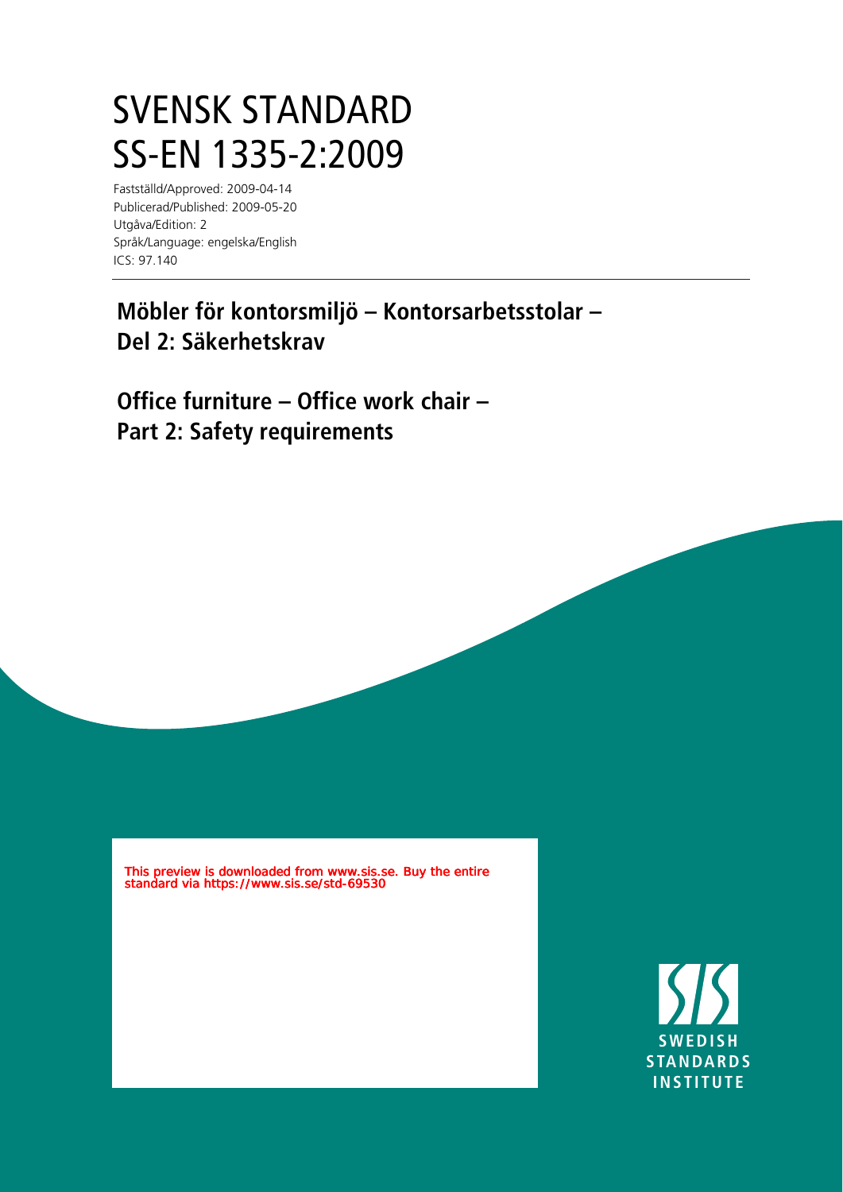# SVENSK STANDARD
# SS-EN 1335-2:2009

Fastställd/Approved: 2009-04-14
Publicerad/Published: 2009-05-20
Utgåva/Edition: 2
Språk/Language: engelska/English
ICS: 97.140

## Möbler för kontorsmiljö – Kontorsarbetsstolar – Del 2: Säkerhetskrav

## Office furniture – Office work chair – Part 2: Safety requirements

This preview is downloaded from www.sis.se. Buy the entire standard via https://www.sis.se/std-69530

SWEDISH STANDARDS INSTITUTE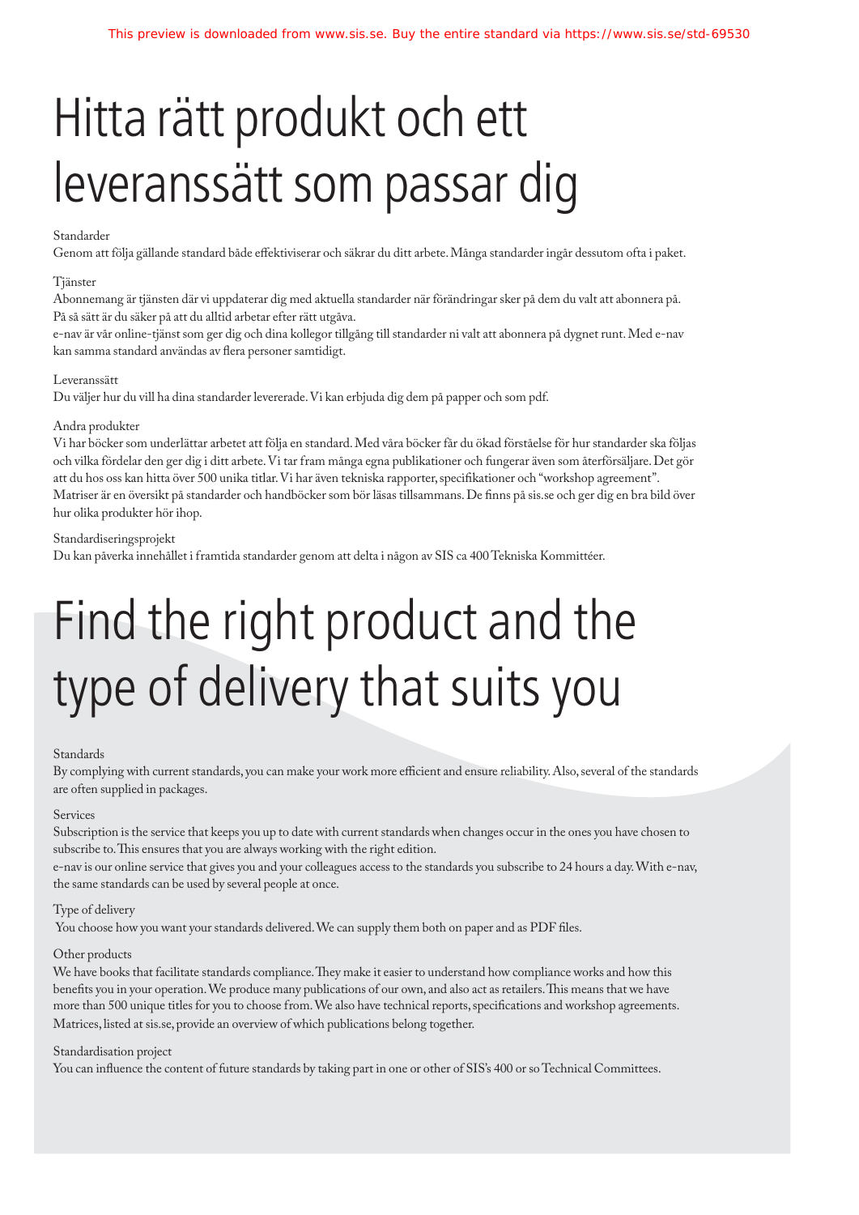# Hitta rätt produkt och ett leveranssätt som passar dig

Standarder

Genom att följa gällande standard både effektiviserar och säkrar du ditt arbete. Många standarder ingår dessutom ofta i paket.

Tjänster

Abonnemang är tjänsten där vi uppdaterar dig med aktuella standarder när förändringar sker på dem du valt att abonnera på. På så sätt är du säker på att du alltid arbetar efter rätt utgåva.

e-nav är vår online-tjänst som ger dig och dina kollegor tillgång till standarder ni valt att abonnera på dygnet runt. Med e-nav kan samma standard användas av flera personer samtidigt.

Leveranssätt

Du väljer hur du vill ha dina standarder levererade. Vi kan erbjuda dig dem på papper och som pdf.

Andra produkter

Vi har böcker som underlättar arbetet att följa en standard. Med våra böcker får du ökad förståelse för hur standarder ska följas och vilka fördelar den ger dig i ditt arbete. Vi tar fram många egna publikationer och fungerar även som återförsäljare. Det gör att du hos oss kan hitta över 500 unika titlar. Vi har även tekniska rapporter, specifikationer och "workshop agreement". Matriser är en översikt på standarder och handböcker som bör läsas tillsammans. De finns på sis.se och ger dig en bra bild över hur olika produkter hör ihop.

Standardiseringsprojekt

Du kan påverka innehållet i framtida standarder genom att delta i någon av SIS ca 400 Tekniska Kommittéer.

# Find the right product and the type of delivery that suits you

Standards

By complying with current standards, you can make your work more efficient and ensure reliability. Also, several of the standards are often supplied in packages.

Services

Subscription is the service that keeps you up to date with current standards when changes occur in the ones you have chosen to subscribe to. This ensures that you are always working with the right edition.

e-nav is our online service that gives you and your colleagues access to the standards you subscribe to 24 hours a day. With e-nav, the same standards can be used by several people at once.

Type of delivery

You choose how you want your standards delivered. We can supply them both on paper and as PDF files.

Other products

We have books that facilitate standards compliance. They make it easier to understand how compliance works and how this benefits you in your operation. We produce many publications of our own, and also act as retailers. This means that we have more than 500 unique titles for you to choose from. We also have technical reports, specifications and workshop agreements. Matrices, listed at sis.se, provide an overview of which publications belong together.

Standardisation project

You can influence the content of future standards by taking part in one or other of SIS's 400 or so Technical Committees.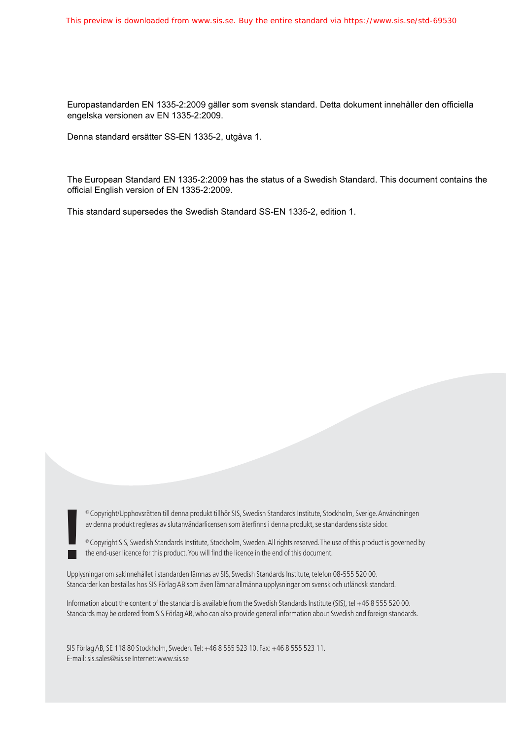Europastandarden EN 1335-2:2009 gäller som svensk standard. Detta dokument innehåller den officiella engelska versionen av EN 1335-2:2009.

Denna standard ersätter SS-EN 1335-2, utgåva 1.

The European Standard EN 1335-2:2009 has the status of a Swedish Standard. This document contains the official English version of EN 1335-2:2009.

This standard supersedes the Swedish Standard SS-EN 1335-2, edition 1.

© Copyright/Upphovsrätten till denna produkt tillhör SIS, Swedish Standards Institute, Stockholm, Sverige. Användningen av denna produkt regleras av slutanvändarlicensen som återfinns i denna produkt, se standardens sista sidor.

© Copyright SIS, Swedish Standards Institute, Stockholm, Sweden. All rights reserved. The use of this product is governed by the end-user licence for this product. You will find the licence in the end of this document.

Upplysningar om sakinnehållet i standarden lämnas av SIS, Swedish Standards Institute, telefon 08-555 520 00. Standarder kan beställas hos SIS Förlag AB som även lämnar allmänna upplysningar om svensk och utländsk standard.

Information about the content of the standard is available from the Swedish Standards Institute (SIS), tel +46 8 555 520 00. Standards may be ordered from SIS Förlag AB, who can also provide general information about Swedish and foreign standards.

SIS Förlag AB, SE 118 80 Stockholm, Sweden. Tel: +46 8 555 523 10. Fax: +46 8 555 523 11.
E-mail: sis.sales@sis.se Internet: www.sis.se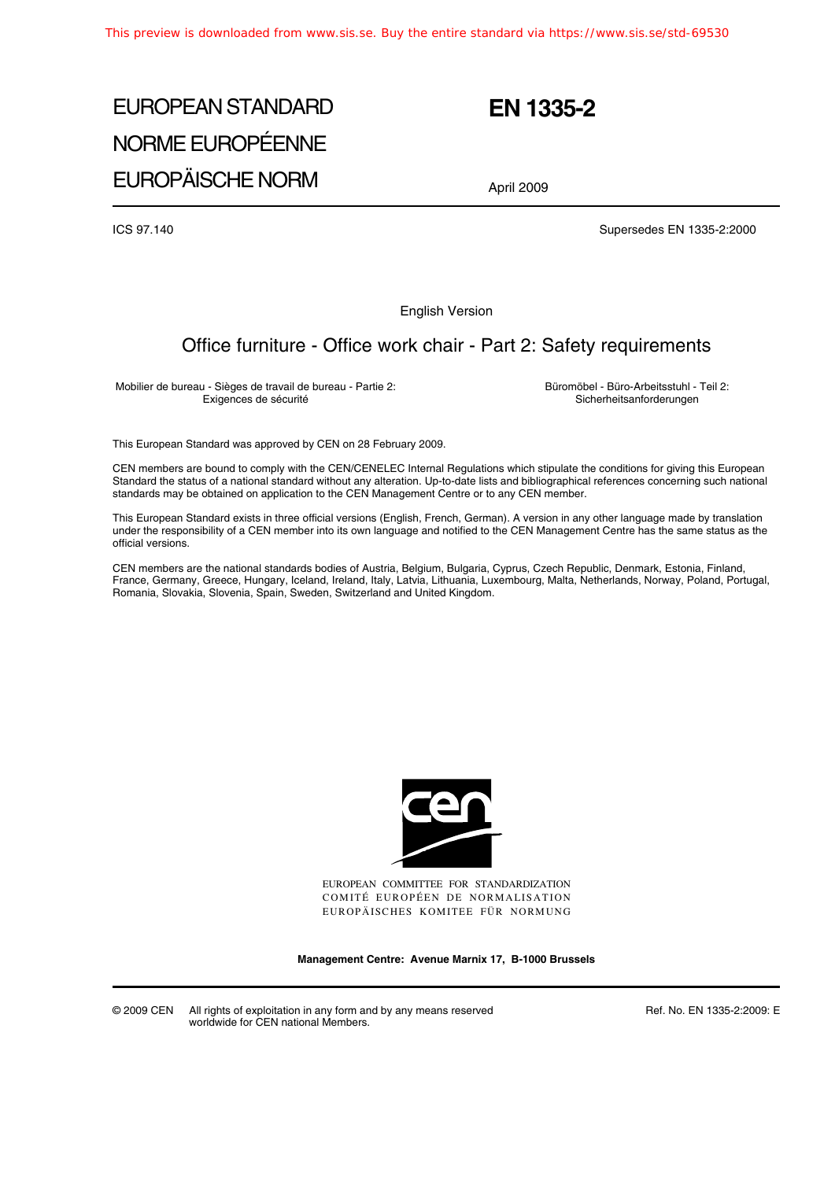This preview is downloaded from www.sis.se. Buy the entire standard via https://www.sis.se/std-69530

# EUROPEAN STANDARD
# NORME EUROPÉENNE
# EUROPÄISCHE NORM

# EN 1335-2

April 2009

ICS 97.140

Supersedes EN 1335-2:2000

English Version

## Office furniture - Office work chair - Part 2: Safety requirements

Mobilier de bureau - Sièges de travail de bureau - Partie 2: Exigences de sécurité

Büromöbel - Büro-Arbeitsstuhl - Teil 2: Sicherheitsanforderungen

This European Standard was approved by CEN on 28 February 2009.

CEN members are bound to comply with the CEN/CENELEC Internal Regulations which stipulate the conditions for giving this European Standard the status of a national standard without any alteration. Up-to-date lists and bibliographical references concerning such national standards may be obtained on application to the CEN Management Centre or to any CEN member.

This European Standard exists in three official versions (English, French, German). A version in any other language made by translation under the responsibility of a CEN member into its own language and notified to the CEN Management Centre has the same status as the official versions.

CEN members are the national standards bodies of Austria, Belgium, Bulgaria, Cyprus, Czech Republic, Denmark, Estonia, Finland, France, Germany, Greece, Hungary, Iceland, Ireland, Italy, Latvia, Lithuania, Luxembourg, Malta, Netherlands, Norway, Poland, Portugal, Romania, Slovakia, Slovenia, Spain, Sweden, Switzerland and United Kingdom.

EUROPEAN COMMITTEE FOR STANDARDIZATION
COMITÉ EUROPÉEN DE NORMALISATION
EUROPÄISCHES KOMITEE FÜR NORMUNG

**Management Centre: Avenue Marnix 17, B-1000 Brussels**

© 2009 CEN All rights of exploitation in any form and by any means reserved worldwide for CEN national Members.

Ref. No. EN 1335-2:2009: E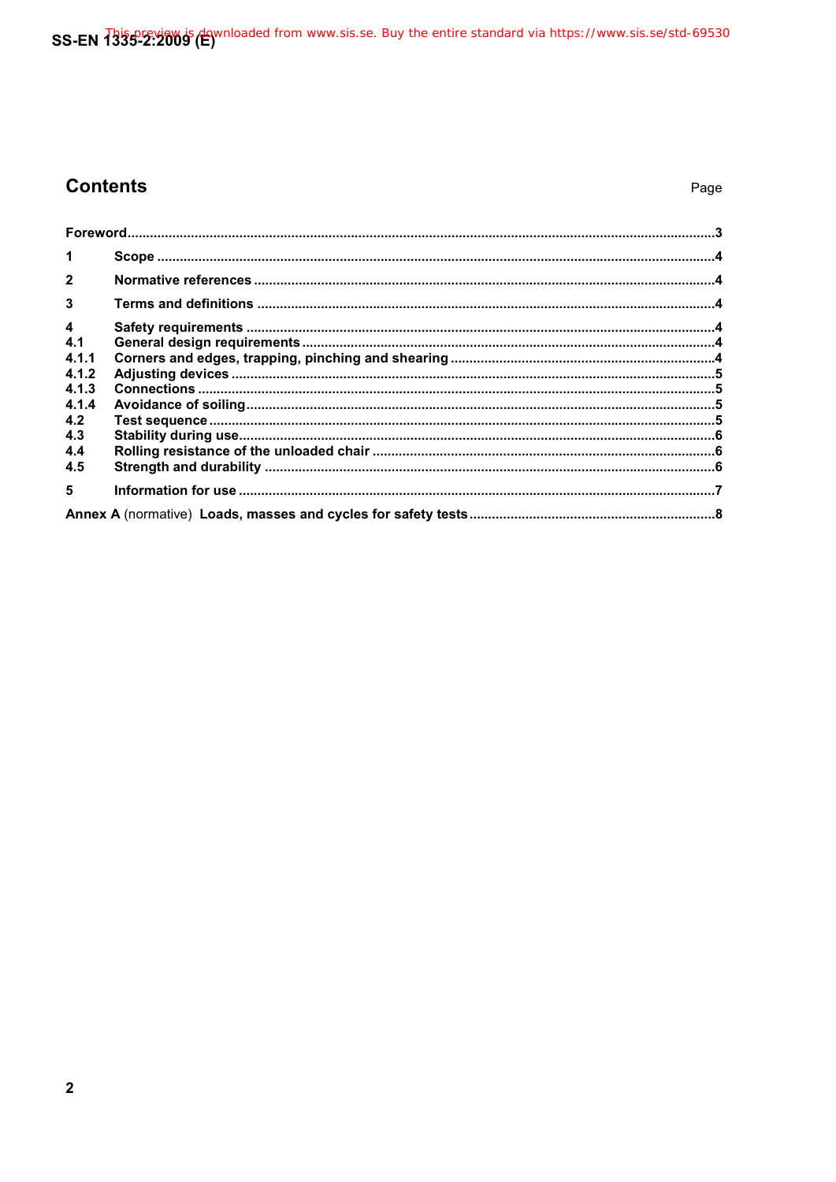# Contents

Page

Foreword......3

1 Scope......4

2 Normative references......4

3 Terms and definitions......4

4 Safety requirements......4
4.1 General design requirements......4
4.1.1 Corners and edges, trapping, pinching and shearing......4
4.1.2 Adjusting devices......5
4.1.3 Connections......5
4.1.4 Avoidance of soiling......5
4.2 Test sequence......5
4.3 Stability during use......6
4.4 Rolling resistance of the unloaded chair......6
4.5 Strength and durability......6

5 Information for use......7

Annex A (normative) Loads, masses and cycles for safety tests......8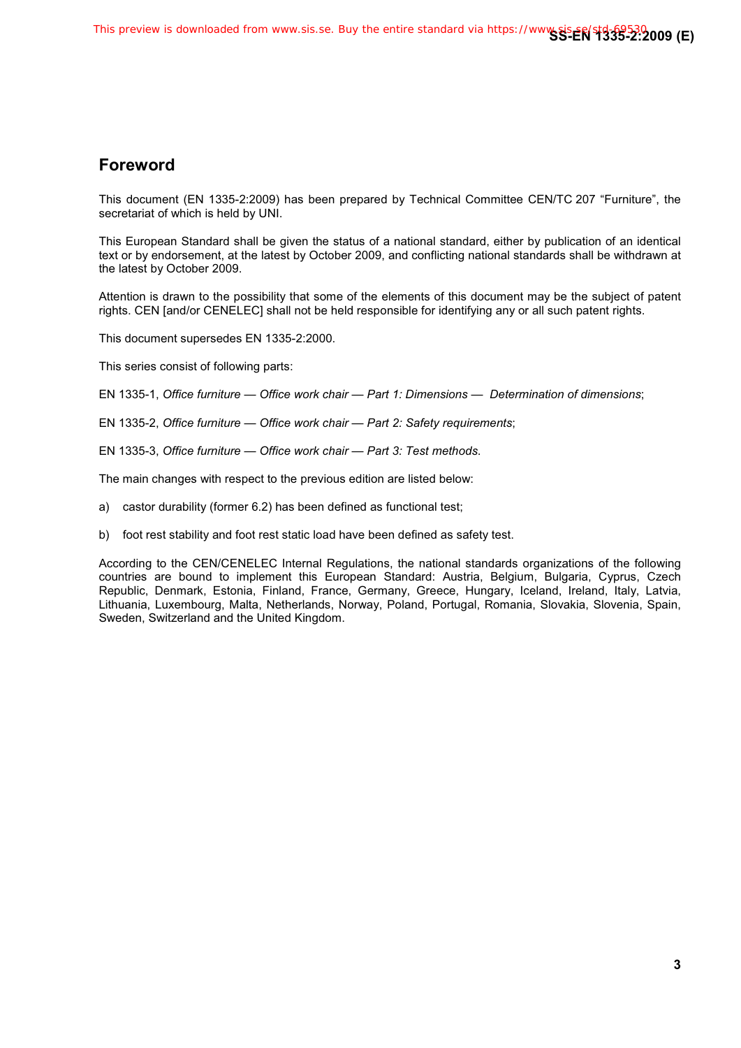## Foreword

This document (EN 1335-2:2009) has been prepared by Technical Committee CEN/TC 207 “Furniture”, the secretariat of which is held by UNI.

This European Standard shall be given the status of a national standard, either by publication of an identical text or by endorsement, at the latest by October 2009, and conflicting national standards shall be withdrawn at the latest by October 2009.

Attention is drawn to the possibility that some of the elements of this document may be the subject of patent rights. CEN [and/or CENELEC] shall not be held responsible for identifying any or all such patent rights.

This document supersedes EN 1335-2:2000.

This series consist of following parts:

EN 1335-1, *Office furniture — Office work chair — Part 1: Dimensions — Determination of dimensions*;

EN 1335-2, *Office furniture — Office work chair — Part 2: Safety requirements*;

EN 1335-3, *Office furniture — Office work chair — Part 3: Test methods.*

The main changes with respect to the previous edition are listed below:

a) castor durability (former 6.2) has been defined as functional test;

b) foot rest stability and foot rest static load have been defined as safety test.

According to the CEN/CENELEC Internal Regulations, the national standards organizations of the following countries are bound to implement this European Standard: Austria, Belgium, Bulgaria, Cyprus, Czech Republic, Denmark, Estonia, Finland, France, Germany, Greece, Hungary, Iceland, Ireland, Italy, Latvia, Lithuania, Luxembourg, Malta, Netherlands, Norway, Poland, Portugal, Romania, Slovakia, Slovenia, Spain, Sweden, Switzerland and the United Kingdom.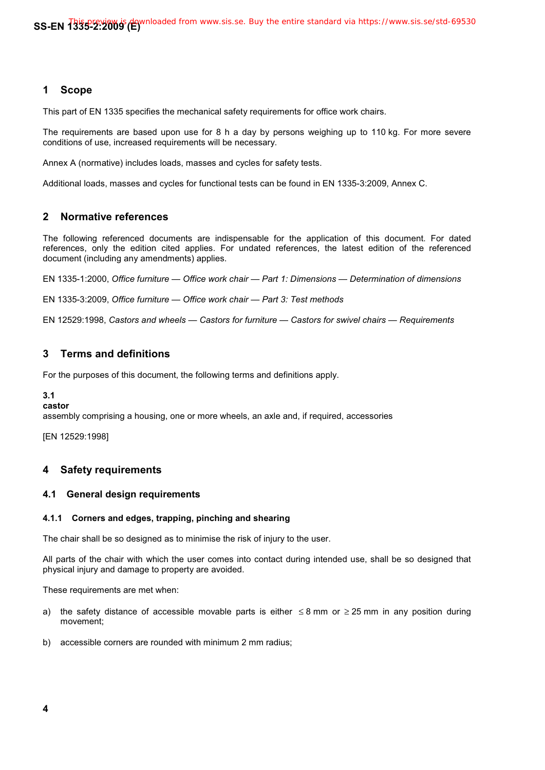## 1 Scope

This part of EN 1335 specifies the mechanical safety requirements for office work chairs.

The requirements are based upon use for 8 h a day by persons weighing up to 110 kg. For more severe conditions of use, increased requirements will be necessary.

Annex A (normative) includes loads, masses and cycles for safety tests.

Additional loads, masses and cycles for functional tests can be found in EN 1335-3:2009, Annex C.

## 2 Normative references

The following referenced documents are indispensable for the application of this document. For dated references, only the edition cited applies. For undated references, the latest edition of the referenced document (including any amendments) applies.

EN 1335-1:2000, *Office furniture — Office work chair — Part 1: Dimensions — Determination of dimensions*

EN 1335-3:2009, *Office furniture — Office work chair — Part 3: Test methods*

EN 12529:1998, *Castors and wheels — Castors for furniture — Castors for swivel chairs — Requirements*

## 3 Terms and definitions

For the purposes of this document, the following terms and definitions apply.

**3.1**
**castor**
assembly comprising a housing, one or more wheels, an axle and, if required, accessories

[EN 12529:1998]

## 4 Safety requirements

### 4.1 General design requirements

#### 4.1.1 Corners and edges, trapping, pinching and shearing

The chair shall be so designed as to minimise the risk of injury to the user.

All parts of the chair with which the user comes into contact during intended use, shall be so designed that physical injury and damage to property are avoided.

These requirements are met when:

a) the safety distance of accessible movable parts is either ≤ 8 mm or ≥ 25 mm in any position during movement;

b) accessible corners are rounded with minimum 2 mm radius;